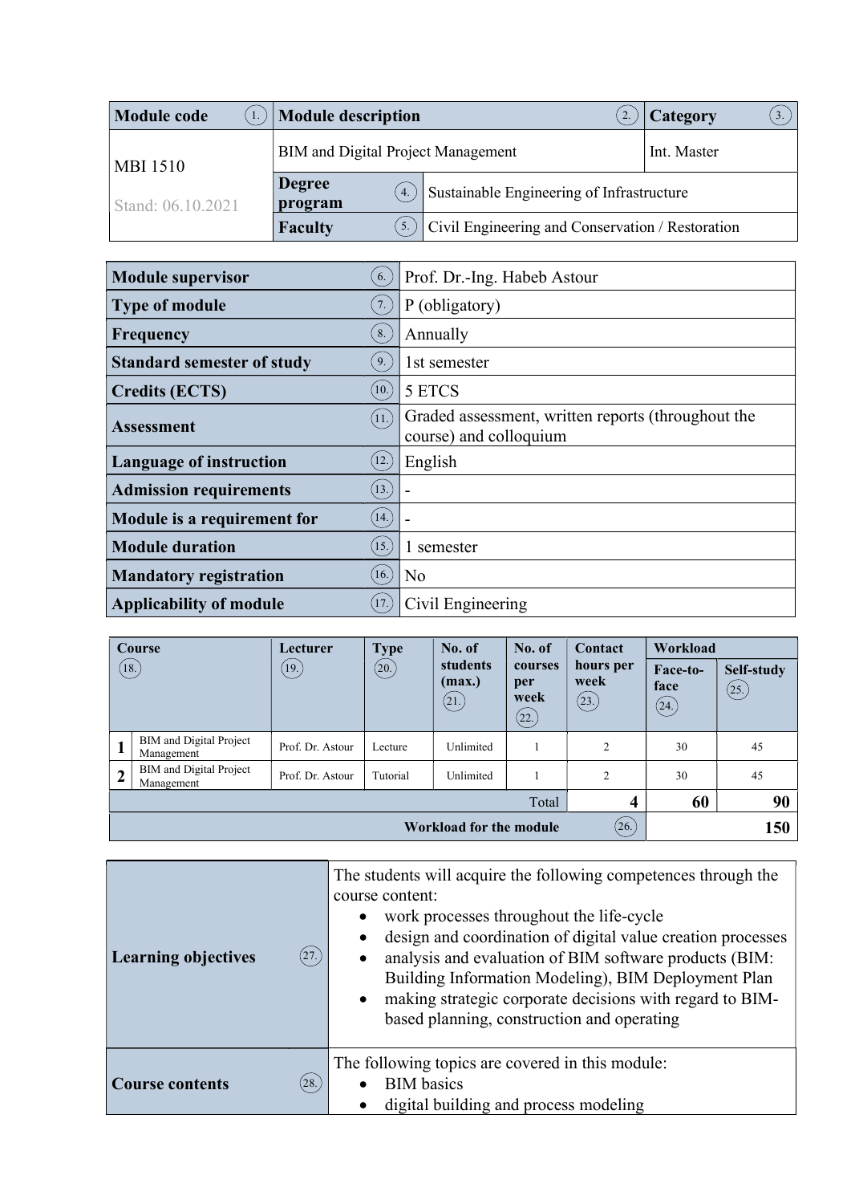| Module code (1.) | Module description (2.) | | Category (3.) |
|---|---|---|---|
| MBI 1510<br><br>Stand: 06.10.2021 | BIM and Digital Project Management | | Int. Master |
| | Degree program (4.) | Sustainable Engineering of Infrastructure | |
| | Faculty (5.) | Civil Engineering and Conservation / Restoration | |

| | |
|---|---|
| **Module supervisor** (6.) | Prof. Dr.-Ing. Habeb Astour |
| **Type of module** (7.) | P (obligatory) |
| **Frequency** (8.) | Annually |
| **Standard semester of study** (9.) | 1st semester |
| **Credits (ECTS)** (10.) | 5 ETCS |
| **Assessment** (11.) | Graded assessment, written reports (throughout the course) and colloquium |
| **Language of instruction** (12.) | English |
| **Admission requirements** (13.) | - |
| **Module is a requirement for** (14.) | - |
| **Module duration** (15.) | 1 semester |
| **Mandatory registration** (16.) | No |
| **Applicability of module** (17.) | Civil Engineering |

| | Course (18.) | Lecturer (19.) | Type (20.) | No. of students (max.) (21.) | No. of courses per week (22.) | Contact hours per week (23.) | Workload | |
|---|---|---|---|---|---|---|---|---|
| | | | | | | | Face-to-face (24.) | Self-study (25.) |
| 1 | BIM and Digital Project Management | Prof. Dr. Astour | Lecture | Unlimited | 1 | 2 | 30 | 45 |
| 2 | BIM and Digital Project Management | Prof. Dr. Astour | Tutorial | Unlimited | 1 | 2 | 30 | 45 |
| | | | | | | Total **4** | **60** | **90** |
| | | | | | | **Workload for the module** (26.) | | **150** |

| | |
|---|---|
| **Learning objectives** (27.) | The students will acquire the following competences through the course content:<br>• work processes throughout the life-cycle<br>• design and coordination of digital value creation processes<br>• analysis and evaluation of BIM software products (BIM: Building Information Modeling), BIM Deployment Plan<br>• making strategic corporate decisions with regard to BIM-based planning, construction and operating |
| **Course contents** (28.) | The following topics are covered in this module:<br>• BIM basics<br>• digital building and process modeling |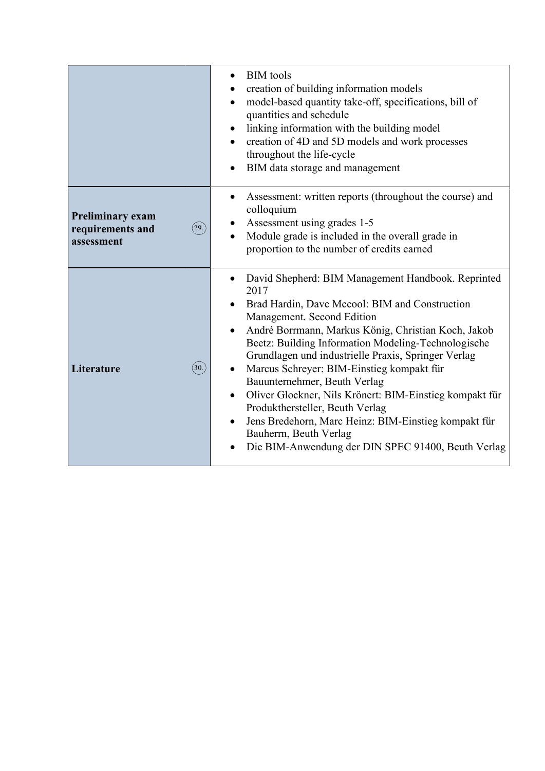| | |
|---|---|
| | • BIM tools<br>• creation of building information models<br>• model-based quantity take-off, specifications, bill of quantities and schedule<br>• linking information with the building model<br>• creation of 4D and 5D models and work processes throughout the life-cycle<br>• BIM data storage and management |
| **Preliminary exam requirements and assessment** (29.) | • Assessment: written reports (throughout the course) and colloquium<br>• Assessment using grades 1-5<br>• Module grade is included in the overall grade in proportion to the number of credits earned |
| **Literature** (30.) | • David Shepherd: BIM Management Handbook. Reprinted 2017<br>• Brad Hardin, Dave Mccool: BIM and Construction Management. Second Edition<br>• André Borrmann, Markus König, Christian Koch, Jakob Beetz: Building Information Modeling-Technologische Grundlagen und industrielle Praxis, Springer Verlag<br>• Marcus Schreyer: BIM-Einstieg kompakt für Bauunternehmer, Beuth Verlag<br>• Oliver Glockner, Nils Krönert: BIM-Einstieg kompakt für Produkthersteller, Beuth Verlag<br>• Jens Bredehorn, Marc Heinz: BIM-Einstieg kompakt für Bauherrn, Beuth Verlag<br>• Die BIM-Anwendung der DIN SPEC 91400, Beuth Verlag |